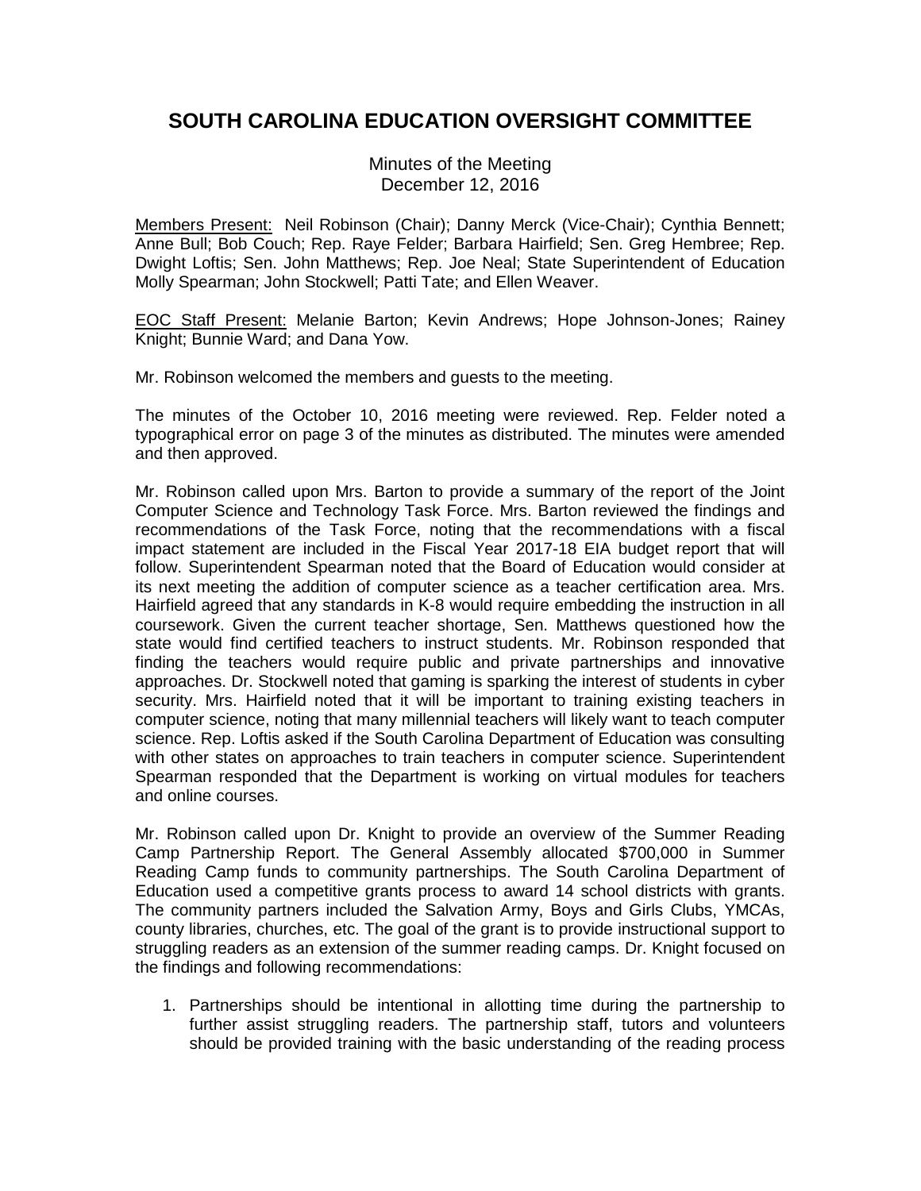# SOUTH CAROLINA EDUCATION OVERSIGHT COMMITTEE

Minutes of the Meeting
December 12, 2016

Members Present: Neil Robinson (Chair); Danny Merck (Vice-Chair); Cynthia Bennett; Anne Bull; Bob Couch; Rep. Raye Felder; Barbara Hairfield; Sen. Greg Hembree; Rep. Dwight Loftis; Sen. John Matthews; Rep. Joe Neal; State Superintendent of Education Molly Spearman; John Stockwell; Patti Tate; and Ellen Weaver.

EOC Staff Present: Melanie Barton; Kevin Andrews; Hope Johnson-Jones; Rainey Knight; Bunnie Ward; and Dana Yow.

Mr. Robinson welcomed the members and guests to the meeting.

The minutes of the October 10, 2016 meeting were reviewed. Rep. Felder noted a typographical error on page 3 of the minutes as distributed. The minutes were amended and then approved.

Mr. Robinson called upon Mrs. Barton to provide a summary of the report of the Joint Computer Science and Technology Task Force. Mrs. Barton reviewed the findings and recommendations of the Task Force, noting that the recommendations with a fiscal impact statement are included in the Fiscal Year 2017-18 EIA budget report that will follow. Superintendent Spearman noted that the Board of Education would consider at its next meeting the addition of computer science as a teacher certification area. Mrs. Hairfield agreed that any standards in K-8 would require embedding the instruction in all coursework. Given the current teacher shortage, Sen. Matthews questioned how the state would find certified teachers to instruct students. Mr. Robinson responded that finding the teachers would require public and private partnerships and innovative approaches. Dr. Stockwell noted that gaming is sparking the interest of students in cyber security. Mrs. Hairfield noted that it will be important to training existing teachers in computer science, noting that many millennial teachers will likely want to teach computer science. Rep. Loftis asked if the South Carolina Department of Education was consulting with other states on approaches to train teachers in computer science. Superintendent Spearman responded that the Department is working on virtual modules for teachers and online courses.

Mr. Robinson called upon Dr. Knight to provide an overview of the Summer Reading Camp Partnership Report. The General Assembly allocated $700,000 in Summer Reading Camp funds to community partnerships. The South Carolina Department of Education used a competitive grants process to award 14 school districts with grants. The community partners included the Salvation Army, Boys and Girls Clubs, YMCAs, county libraries, churches, etc. The goal of the grant is to provide instructional support to struggling readers as an extension of the summer reading camps. Dr. Knight focused on the findings and following recommendations:

1. Partnerships should be intentional in allotting time during the partnership to further assist struggling readers. The partnership staff, tutors and volunteers should be provided training with the basic understanding of the reading process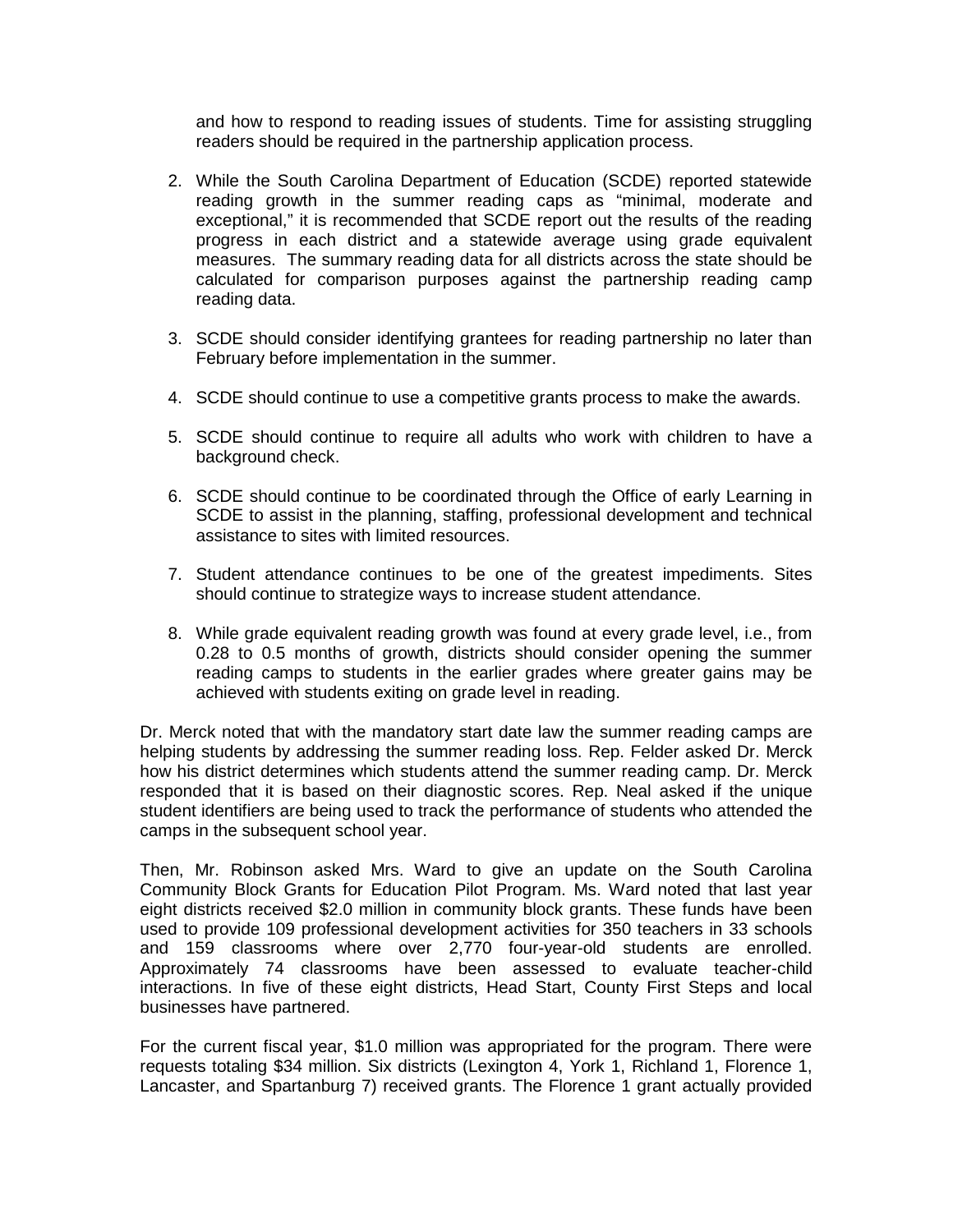and how to respond to reading issues of students. Time for assisting struggling readers should be required in the partnership application process.

2. While the South Carolina Department of Education (SCDE) reported statewide reading growth in the summer reading caps as "minimal, moderate and exceptional," it is recommended that SCDE report out the results of the reading progress in each district and a statewide average using grade equivalent measures. The summary reading data for all districts across the state should be calculated for comparison purposes against the partnership reading camp reading data.

3. SCDE should consider identifying grantees for reading partnership no later than February before implementation in the summer.

4. SCDE should continue to use a competitive grants process to make the awards.

5. SCDE should continue to require all adults who work with children to have a background check.

6. SCDE should continue to be coordinated through the Office of early Learning in SCDE to assist in the planning, staffing, professional development and technical assistance to sites with limited resources.

7. Student attendance continues to be one of the greatest impediments. Sites should continue to strategize ways to increase student attendance.

8. While grade equivalent reading growth was found at every grade level, i.e., from 0.28 to 0.5 months of growth, districts should consider opening the summer reading camps to students in the earlier grades where greater gains may be achieved with students exiting on grade level in reading.

Dr. Merck noted that with the mandatory start date law the summer reading camps are helping students by addressing the summer reading loss. Rep. Felder asked Dr. Merck how his district determines which students attend the summer reading camp. Dr. Merck responded that it is based on their diagnostic scores. Rep. Neal asked if the unique student identifiers are being used to track the performance of students who attended the camps in the subsequent school year.

Then, Mr. Robinson asked Mrs. Ward to give an update on the South Carolina Community Block Grants for Education Pilot Program. Ms. Ward noted that last year eight districts received $2.0 million in community block grants. These funds have been used to provide 109 professional development activities for 350 teachers in 33 schools and 159 classrooms where over 2,770 four-year-old students are enrolled. Approximately 74 classrooms have been assessed to evaluate teacher-child interactions. In five of these eight districts, Head Start, County First Steps and local businesses have partnered.

For the current fiscal year, $1.0 million was appropriated for the program. There were requests totaling $34 million. Six districts (Lexington 4, York 1, Richland 1, Florence 1, Lancaster, and Spartanburg 7) received grants. The Florence 1 grant actually provided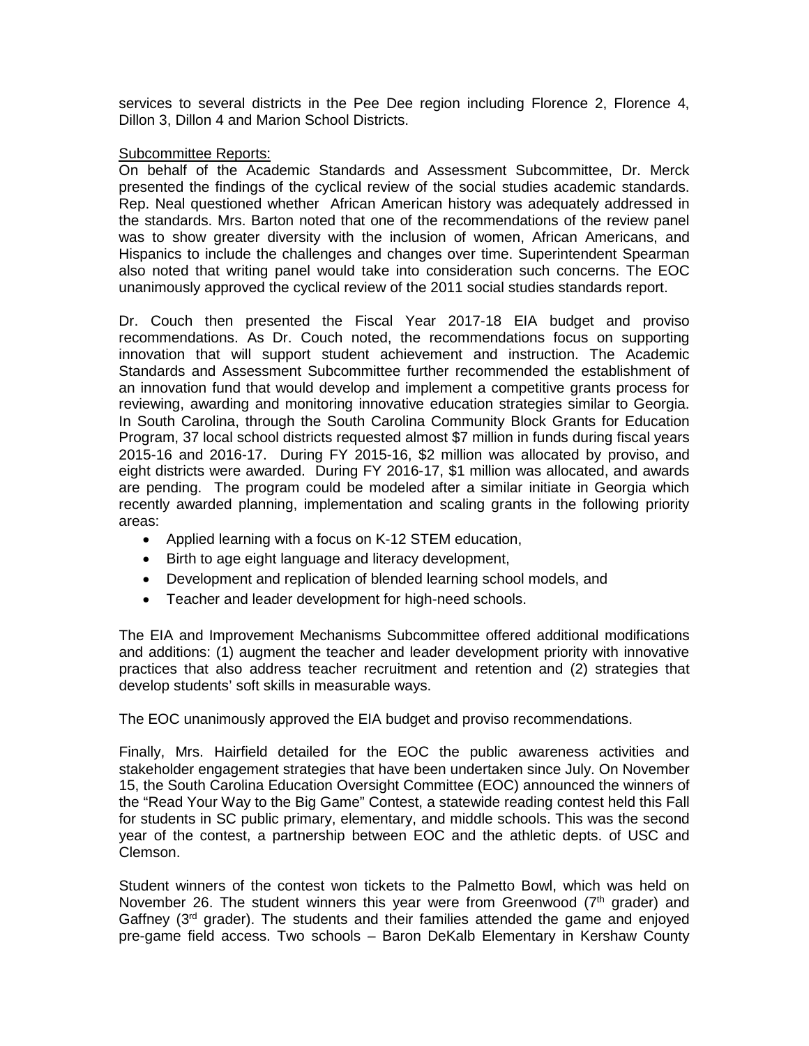services to several districts in the Pee Dee region including Florence 2, Florence 4, Dillon 3, Dillon 4 and Marion School Districts.

Subcommittee Reports:

On behalf of the Academic Standards and Assessment Subcommittee, Dr. Merck presented the findings of the cyclical review of the social studies academic standards. Rep. Neal questioned whether African American history was adequately addressed in the standards. Mrs. Barton noted that one of the recommendations of the review panel was to show greater diversity with the inclusion of women, African Americans, and Hispanics to include the challenges and changes over time. Superintendent Spearman also noted that writing panel would take into consideration such concerns. The EOC unanimously approved the cyclical review of the 2011 social studies standards report.

Dr. Couch then presented the Fiscal Year 2017-18 EIA budget and proviso recommendations. As Dr. Couch noted, the recommendations focus on supporting innovation that will support student achievement and instruction. The Academic Standards and Assessment Subcommittee further recommended the establishment of an innovation fund that would develop and implement a competitive grants process for reviewing, awarding and monitoring innovative education strategies similar to Georgia. In South Carolina, through the South Carolina Community Block Grants for Education Program, 37 local school districts requested almost $7 million in funds during fiscal years 2015-16 and 2016-17. During FY 2015-16, $2 million was allocated by proviso, and eight districts were awarded. During FY 2016-17, $1 million was allocated, and awards are pending. The program could be modeled after a similar initiate in Georgia which recently awarded planning, implementation and scaling grants in the following priority areas:

- Applied learning with a focus on K-12 STEM education,
- Birth to age eight language and literacy development,
- Development and replication of blended learning school models, and
- Teacher and leader development for high-need schools.

The EIA and Improvement Mechanisms Subcommittee offered additional modifications and additions: (1) augment the teacher and leader development priority with innovative practices that also address teacher recruitment and retention and (2) strategies that develop students' soft skills in measurable ways.

The EOC unanimously approved the EIA budget and proviso recommendations.

Finally, Mrs. Hairfield detailed for the EOC the public awareness activities and stakeholder engagement strategies that have been undertaken since July. On November 15, the South Carolina Education Oversight Committee (EOC) announced the winners of the "Read Your Way to the Big Game" Contest, a statewide reading contest held this Fall for students in SC public primary, elementary, and middle schools. This was the second year of the contest, a partnership between EOC and the athletic depts. of USC and Clemson.

Student winners of the contest won tickets to the Palmetto Bowl, which was held on November 26. The student winners this year were from Greenwood (7th grader) and Gaffney (3rd grader). The students and their families attended the game and enjoyed pre-game field access. Two schools – Baron DeKalb Elementary in Kershaw County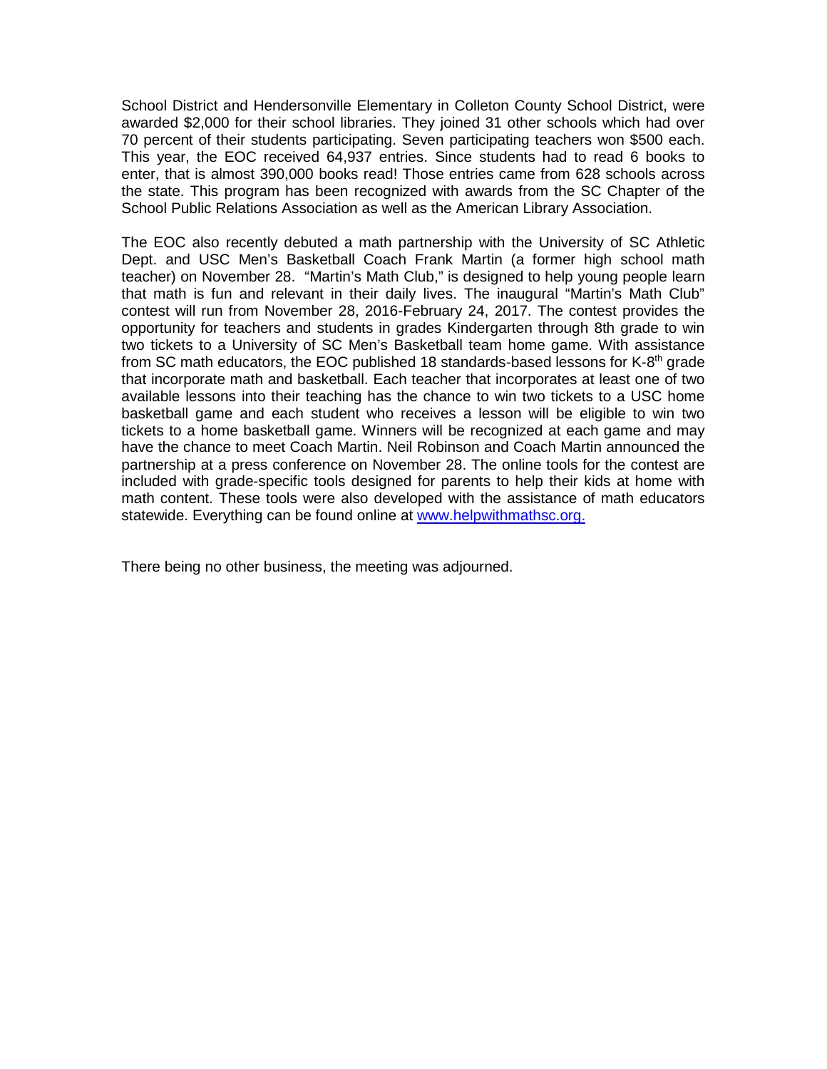School District and Hendersonville Elementary in Colleton County School District, were awarded $2,000 for their school libraries. They joined 31 other schools which had over 70 percent of their students participating. Seven participating teachers won $500 each. This year, the EOC received 64,937 entries. Since students had to read 6 books to enter, that is almost 390,000 books read! Those entries came from 628 schools across the state. This program has been recognized with awards from the SC Chapter of the School Public Relations Association as well as the American Library Association.

The EOC also recently debuted a math partnership with the University of SC Athletic Dept. and USC Men's Basketball Coach Frank Martin (a former high school math teacher) on November 28. "Martin's Math Club," is designed to help young people learn that math is fun and relevant in their daily lives. The inaugural "Martin's Math Club" contest will run from November 28, 2016-February 24, 2017. The contest provides the opportunity for teachers and students in grades Kindergarten through 8th grade to win two tickets to a University of SC Men's Basketball team home game. With assistance from SC math educators, the EOC published 18 standards-based lessons for K-8th grade that incorporate math and basketball. Each teacher that incorporates at least one of two available lessons into their teaching has the chance to win two tickets to a USC home basketball game and each student who receives a lesson will be eligible to win two tickets to a home basketball game. Winners will be recognized at each game and may have the chance to meet Coach Martin. Neil Robinson and Coach Martin announced the partnership at a press conference on November 28. The online tools for the contest are included with grade-specific tools designed for parents to help their kids at home with math content. These tools were also developed with the assistance of math educators statewide. Everything can be found online at [www.helpwithmathsc.org.](http://www.helpwithmathsc.org)

There being no other business, the meeting was adjourned.